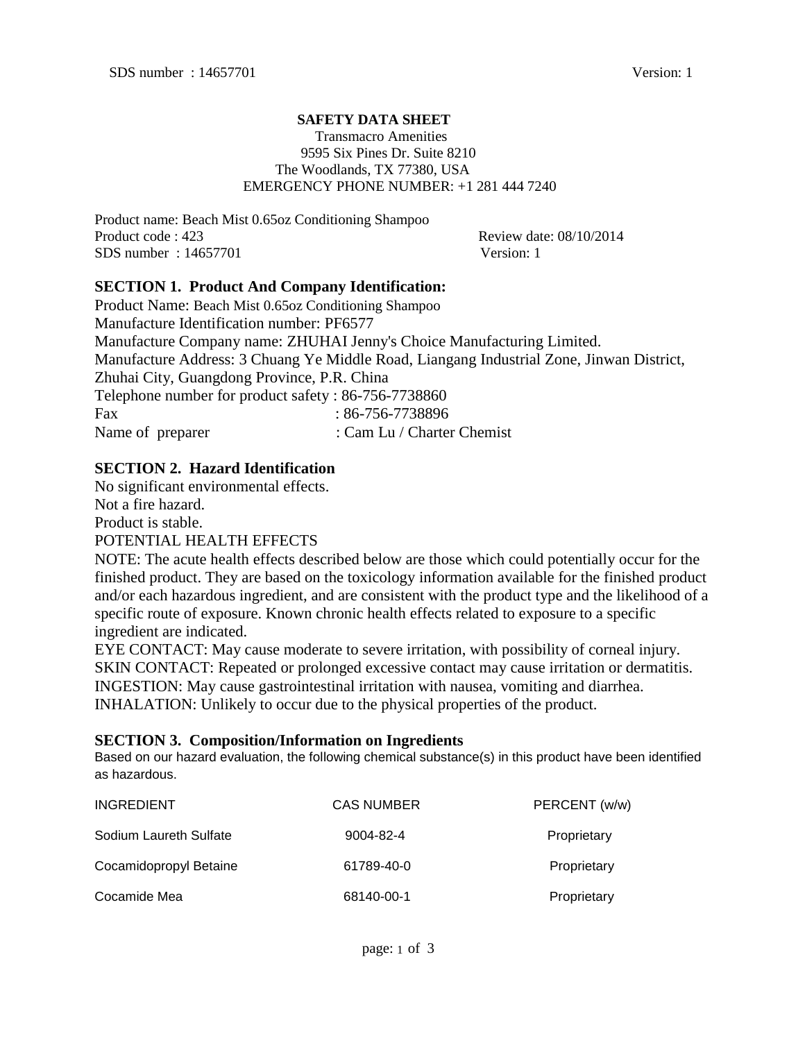# SAFETY DATA SHEET

Transmacro Amenities
9595 Six Pines Dr. Suite 8210
The Woodlands, TX 77380, USA
EMERGENCY PHONE NUMBER: +1 281 444 7240

Product name: Beach Mist 0.65oz Conditioning Shampoo
Product code : 423 Review date: 08/10/2014
SDS number : 14657701 Version: 1

## SECTION 1. Product And Company Identification:

Product Name: Beach Mist 0.65oz Conditioning Shampoo
Manufacture Identification number: PF6577
Manufacture Company name: ZHUHAI Jenny's Choice Manufacturing Limited.
Manufacture Address: 3 Chuang Ye Middle Road, Liangang Industrial Zone, Jinwan District, Zhuhai City, Guangdong Province, P.R. China
Telephone number for product safety : 86-756-7738860
Fax : 86-756-7738896
Name of preparer : Cam Lu / Charter Chemist

## SECTION 2. Hazard Identification

No significant environmental effects.
Not a fire hazard.
Product is stable.
POTENTIAL HEALTH EFFECTS
NOTE: The acute health effects described below are those which could potentially occur for the finished product. They are based on the toxicology information available for the finished product and/or each hazardous ingredient, and are consistent with the product type and the likelihood of a specific route of exposure. Known chronic health effects related to exposure to a specific ingredient are indicated.
EYE CONTACT: May cause moderate to severe irritation, with possibility of corneal injury.
SKIN CONTACT: Repeated or prolonged excessive contact may cause irritation or dermatitis.
INGESTION: May cause gastrointestinal irritation with nausea, vomiting and diarrhea.
INHALATION: Unlikely to occur due to the physical properties of the product.

## SECTION 3. Composition/Information on Ingredients

Based on our hazard evaluation, the following chemical substance(s) in this product have been identified as hazardous.

| INGREDIENT | CAS NUMBER | PERCENT (w/w) |
|---|---|---|
| Sodium Laureth Sulfate | 9004-82-4 | Proprietary |
| Cocamidopropyl Betaine | 61789-40-0 | Proprietary |
| Cocamide Mea | 68140-00-1 | Proprietary |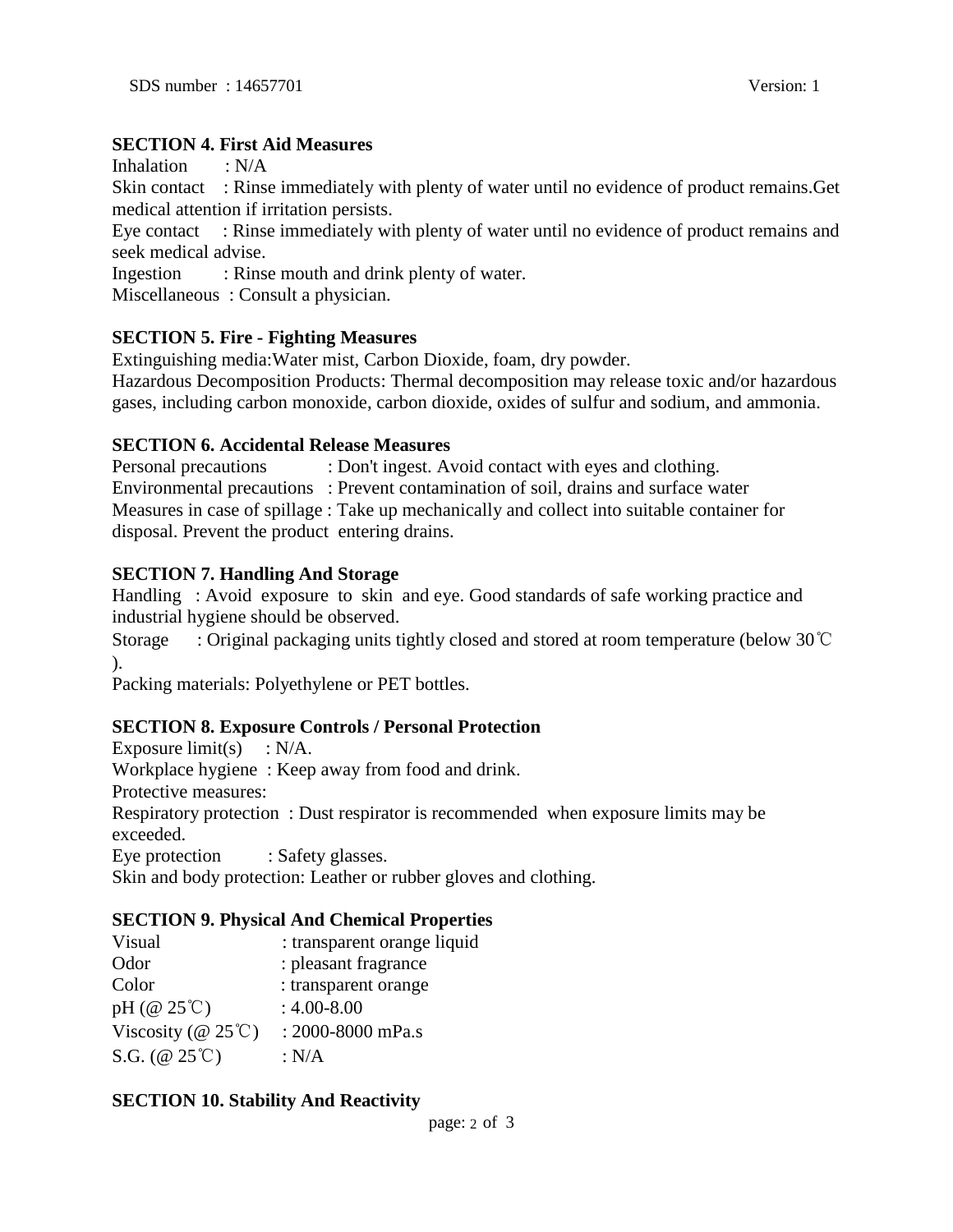## SECTION 4. First Aid Measures

Inhalation : N/A

Skin contact : Rinse immediately with plenty of water until no evidence of product remains.Get medical attention if irritation persists.

Eye contact : Rinse immediately with plenty of water until no evidence of product remains and seek medical advise.

Ingestion : Rinse mouth and drink plenty of water.

Miscellaneous : Consult a physician.

## SECTION 5. Fire - Fighting Measures

Extinguishing media:Water mist, Carbon Dioxide, foam, dry powder.

Hazardous Decomposition Products: Thermal decomposition may release toxic and/or hazardous gases, including carbon monoxide, carbon dioxide, oxides of sulfur and sodium, and ammonia.

## SECTION 6. Accidental Release Measures

Personal precautions : Don't ingest. Avoid contact with eyes and clothing.

Environmental precautions : Prevent contamination of soil, drains and surface water

Measures in case of spillage : Take up mechanically and collect into suitable container for disposal. Prevent the product entering drains.

## SECTION 7. Handling And Storage

Handling : Avoid exposure to skin and eye. Good standards of safe working practice and industrial hygiene should be observed.

Storage : Original packaging units tightly closed and stored at room temperature (below 30℃).

Packing materials: Polyethylene or PET bottles.

## SECTION 8. Exposure Controls / Personal Protection

Exposure limit(s) : N/A.

Workplace hygiene : Keep away from food and drink.

Protective measures:

Respiratory protection : Dust respirator is recommended when exposure limits may be exceeded.

Eye protection : Safety glasses.

Skin and body protection: Leather or rubber gloves and clothing.

## SECTION 9. Physical And Chemical Properties

| | |
|---|---|
| Visual | : transparent orange liquid |
| Odor | : pleasant fragrance |
| Color | : transparent orange |
| pH (@ 25℃) | : 4.00-8.00 |
| Viscosity (@ 25℃) | : 2000-8000 mPa.s |
| S.G. (@ 25℃) | : N/A |

## SECTION 10. Stability And Reactivity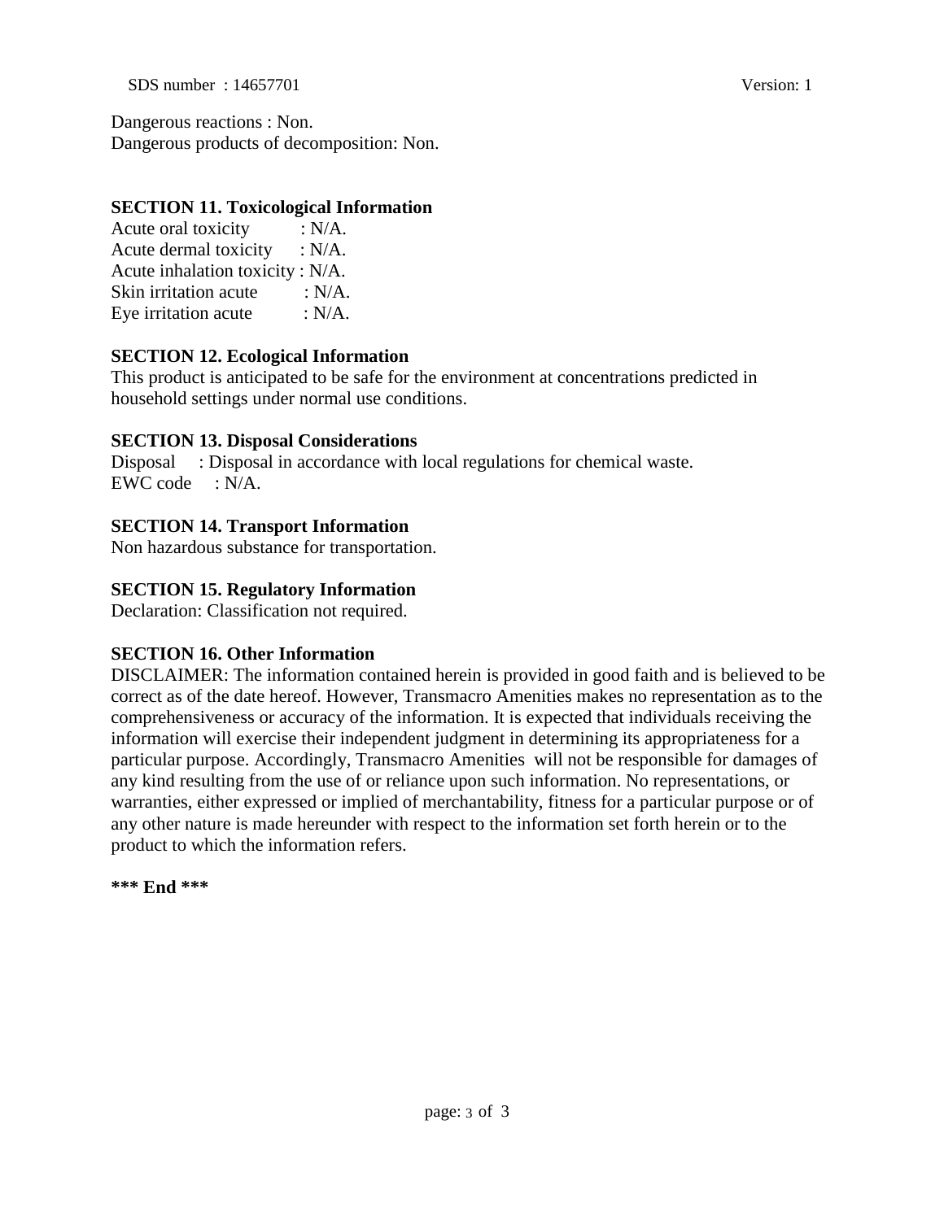Dangerous reactions : Non.
Dangerous products of decomposition: Non.

## SECTION 11. Toxicological Information

Acute oral toxicity : N/A.
Acute dermal toxicity : N/A.
Acute inhalation toxicity : N/A.
Skin irritation acute : N/A.
Eye irritation acute : N/A.

## SECTION 12. Ecological Information

This product is anticipated to be safe for the environment at concentrations predicted in household settings under normal use conditions.

## SECTION 13. Disposal Considerations

Disposal : Disposal in accordance with local regulations for chemical waste.
EWC code : N/A.

## SECTION 14. Transport Information

Non hazardous substance for transportation.

## SECTION 15. Regulatory Information

Declaration: Classification not required.

## SECTION 16. Other Information

DISCLAIMER: The information contained herein is provided in good faith and is believed to be correct as of the date hereof. However, Transmacro Amenities makes no representation as to the comprehensiveness or accuracy of the information. It is expected that individuals receiving the information will exercise their independent judgment in determining its appropriateness for a particular purpose. Accordingly, Transmacro Amenities will not be responsible for damages of any kind resulting from the use of or reliance upon such information. No representations, or warranties, either expressed or implied of merchantability, fitness for a particular purpose or of any other nature is made hereunder with respect to the information set forth herein or to the product to which the information refers.

**\*\*\* End \*\*\***